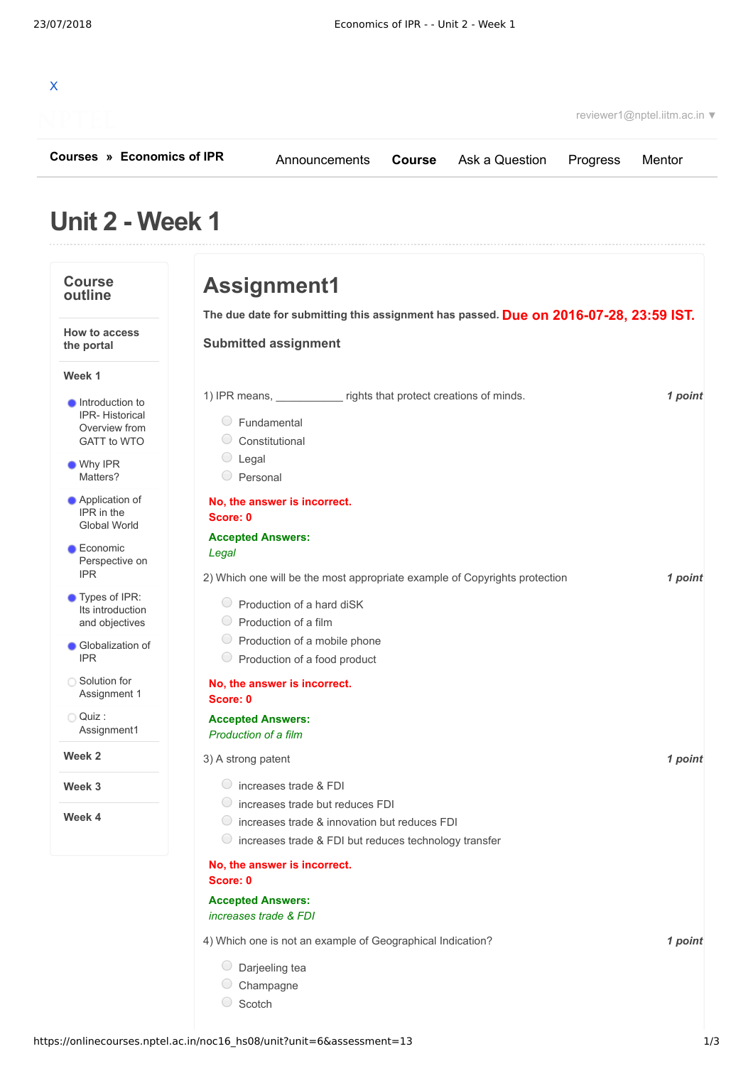X

reviewer1@nptel.iitm.ac.in ▼

**Courses** » **Economics of IPR**

Announcements **Course** Ask a Question Progress Mentor

# Unit 2 - Week 1

## Course outline

**How to access the portal**

**Week 1**

- Introduction to IPR- Historical Overview from GATT to WTO
- Why IPR Matters?
- Application of IPR in the Global World
- Economic Perspective on IPR
- Types of IPR: Its introduction and objectives
- Globalization of IPR
- Solution for Assignment 1
- Quiz : Assignment1

**Week 2**

**Week 3**

**Week 4**

# Assignment1

**The due date for submitting this assignment has passed.** **Due on 2016-07-28, 23:59 IST.**

**Submitted assignment**

1) IPR means, ___________ rights that protect creations of minds. ***1 point***

- Fundamental
- Constitutional
- Legal
- Personal

**No, the answer is incorrect.**
**Score: 0**

**Accepted Answers:**
*Legal*

2) Which one will be the most appropriate example of Copyrights protection ***1 point***

- Production of a hard diSK
- Production of a film
- Production of a mobile phone
- Production of a food product

**No, the answer is incorrect.**
**Score: 0**

**Accepted Answers:**
*Production of a film*

3) A strong patent ***1 point***

- increases trade & FDI
- increases trade but reduces FDI
- increases trade & innovation but reduces FDI
- increases trade & FDI but reduces technology transfer

**No, the answer is incorrect.**
**Score: 0**

**Accepted Answers:**
*increases trade & FDI*

4) Which one is not an example of Geographical Indication? ***1 point***

- Darjeeling tea
- Champagne
- Scotch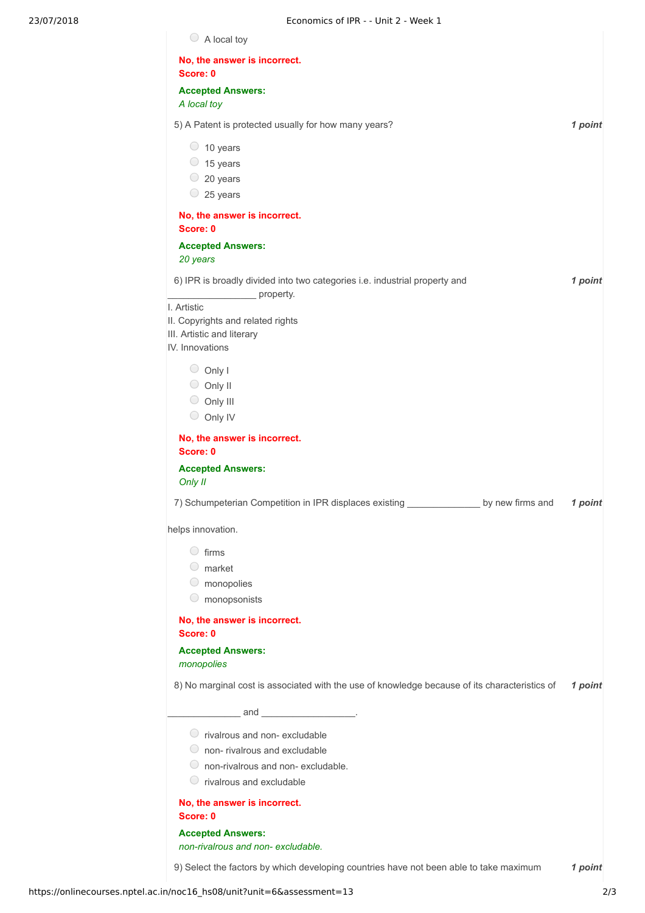- A local toy

**No, the answer is incorrect.**
**Score: 0**

**Accepted Answers:**
*A local toy*

5) A Patent is protected usually for how many years? *1 point*

- 10 years
- 15 years
- 20 years
- 25 years

**No, the answer is incorrect.**
**Score: 0**

**Accepted Answers:**
*20 years*

6) IPR is broadly divided into two categories i.e. industrial property and _________________ property. *1 point*

I. Artistic
II. Copyrights and related rights
III. Artistic and literary
IV. Innovations

- Only I
- Only II
- Only III
- Only IV

**No, the answer is incorrect.**
**Score: 0**

**Accepted Answers:**
*Only II*

7) Schumpeterian Competition in IPR displaces existing ______________ by new firms and helps innovation. *1 point*

- firms
- market
- monopolies
- monopsonists

**No, the answer is incorrect.**
**Score: 0**

**Accepted Answers:**
*monopolies*

8) No marginal cost is associated with the use of knowledge because of its characteristics of ______________ and __________________. *1 point*

- rivalrous and non- excludable
- non- rivalrous and excludable
- non-rivalrous and non- excludable.
- rivalrous and excludable

**No, the answer is incorrect.**
**Score: 0**

**Accepted Answers:**
*non-rivalrous and non- excludable.*

9) Select the factors by which developing countries have not been able to take maximum *1 point*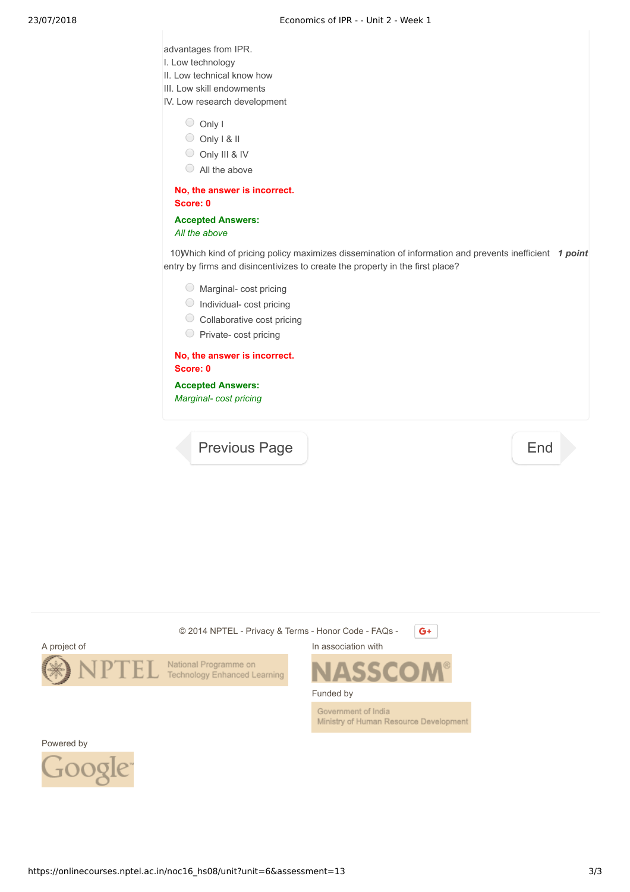advantages from IPR.
I. Low technology
II. Low technical know how
III. Low skill endowments
IV. Low research development

- Only I
- Only I & II
- Only III & IV
- All the above

**No, the answer is incorrect.**
**Score: 0**

**Accepted Answers:**
*All the above*

10) Which kind of pricing policy maximizes dissemination of information and prevents inefficient entry by firms and disincentivizes to create the property in the first place? ***1 point***

- Marginal- cost pricing
- Individual- cost pricing
- Collaborative cost pricing
- Private- cost pricing

**No, the answer is incorrect.**
**Score: 0**

**Accepted Answers:**
*Marginal- cost pricing*

Previous Page

End

© 2014 NPTEL - Privacy & Terms - Honor Code - FAQs -

A project of

NPTEL National Programme on Technology Enhanced Learning

In association with

NASSCOM

Funded by

Government of India
Ministry of Human Resource Development

Powered by

Google